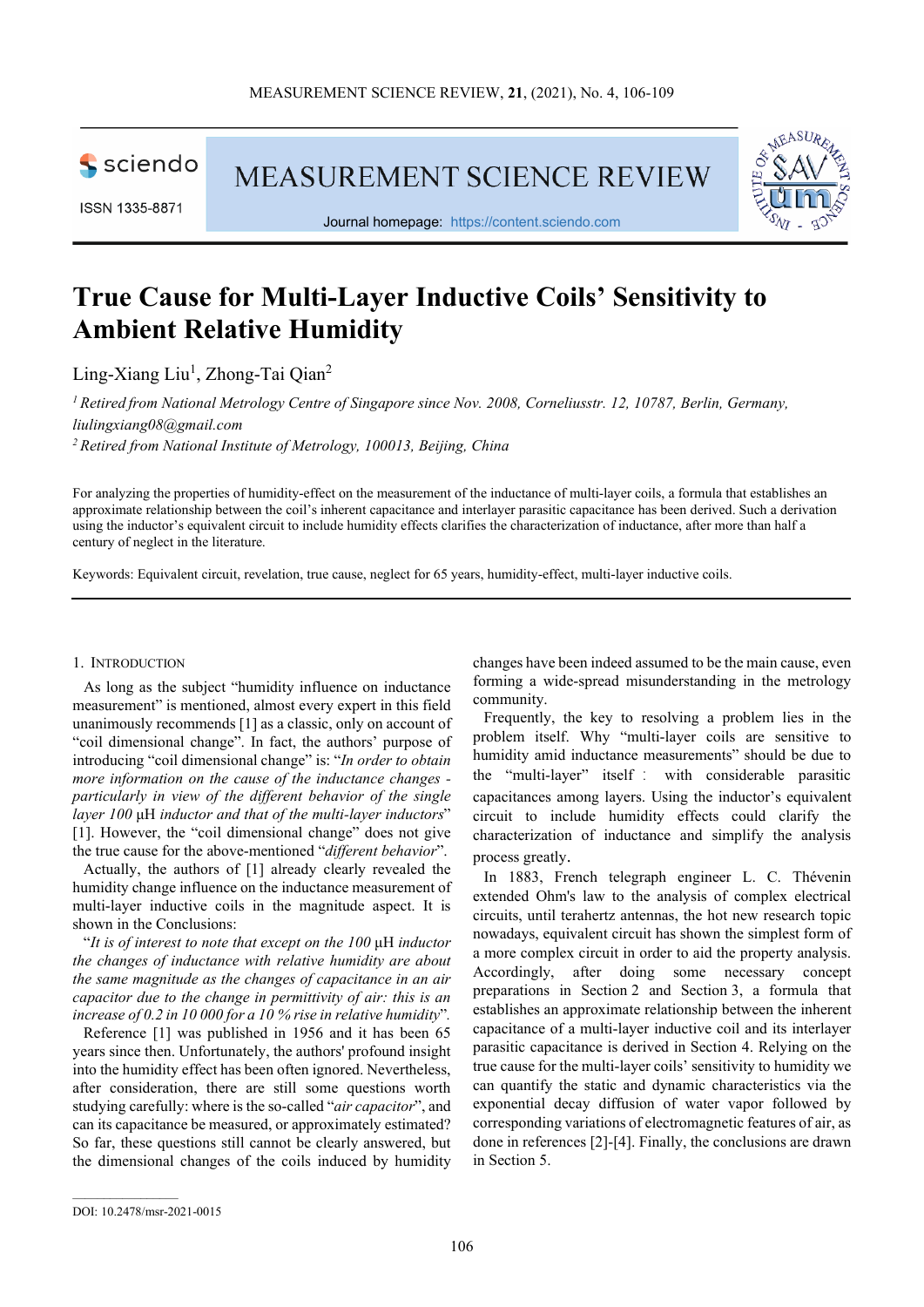# True Cause for Multi-Layer Inductive Coils' Sensitivity to Ambient Relative Humidity

Ling-Xiang Liu[1], Zhong-Tai Qian[2]

[1] *Retired from National Metrology Centre of Singapore since Nov. 2008, Corneliusstr. 12, 10787, Berlin, Germany, liulingxiang08@gmail.com*

[2] *Retired from National Institute of Metrology, 100013, Beijing, China*

For analyzing the properties of humidity-effect on the measurement of the inductance of multi-layer coils, a formula that establishes an approximate relationship between the coil's inherent capacitance and interlayer parasitic capacitance has been derived. Such a derivation using the inductor's equivalent circuit to include humidity effects clarifies the characterization of inductance, after more than half a century of neglect in the literature.

Keywords: Equivalent circuit, revelation, true cause, neglect for 65 years, humidity-effect, multi-layer inductive coils.

## 1. Introduction

As long as the subject "humidity influence on inductance measurement" is mentioned, almost every expert in this field unanimously recommends [1] as a classic, only on account of "coil dimensional change". In fact, the authors' purpose of introducing "coil dimensional change" is: "*In order to obtain more information on the cause of the inductance changes - particularly in view of the different behavior of the single layer 100* μH *inductor and that of the multi-layer inductors*" [1]. However, the "coil dimensional change" does not give the true cause for the above-mentioned "*different behavior*".

Actually, the authors of [1] already clearly revealed the humidity change influence on the inductance measurement of multi-layer inductive coils in the magnitude aspect. It is shown in the Conclusions:

"*It is of interest to note that except on the 100* μH *inductor the changes of inductance with relative humidity are about the same magnitude as the changes of capacitance in an air capacitor due to the change in permittivity of air: this is an increase of 0.2 in 10 000 for a 10 % rise in relative humidity*".

Reference [1] was published in 1956 and it has been 65 years since then. Unfortunately, the authors' profound insight into the humidity effect has been often ignored. Nevertheless, after consideration, there are still some questions worth studying carefully: where is the so-called "*air capacitor*", and can its capacitance be measured, or approximately estimated? So far, these questions still cannot be clearly answered, but the dimensional changes of the coils induced by humidity changes have been indeed assumed to be the main cause, even forming a wide-spread misunderstanding in the metrology community.

Frequently, the key to resolving a problem lies in the problem itself. Why "multi-layer coils are sensitive to humidity amid inductance measurements" should be due to the "multi-layer" itself : with considerable parasitic capacitances among layers. Using the inductor's equivalent circuit to include humidity effects could clarify the characterization of inductance and simplify the analysis process greatly.

In 1883, French telegraph engineer L. C. Thévenin extended Ohm's law to the analysis of complex electrical circuits, until terahertz antennas, the hot new research topic nowadays, equivalent circuit has shown the simplest form of a more complex circuit in order to aid the property analysis. Accordingly, after doing some necessary concept preparations in Section 2 and Section 3, a formula that establishes an approximate relationship between the inherent capacitance of a multi-layer inductive coil and its interlayer parasitic capacitance is derived in Section 4. Relying on the true cause for the multi-layer coils' sensitivity to humidity we can quantify the static and dynamic characteristics via the exponential decay diffusion of water vapor followed by corresponding variations of electromagnetic features of air, as done in references [2]-[4]. Finally, the conclusions are drawn in Section 5.

DOI: 10.2478/msr-2021-0015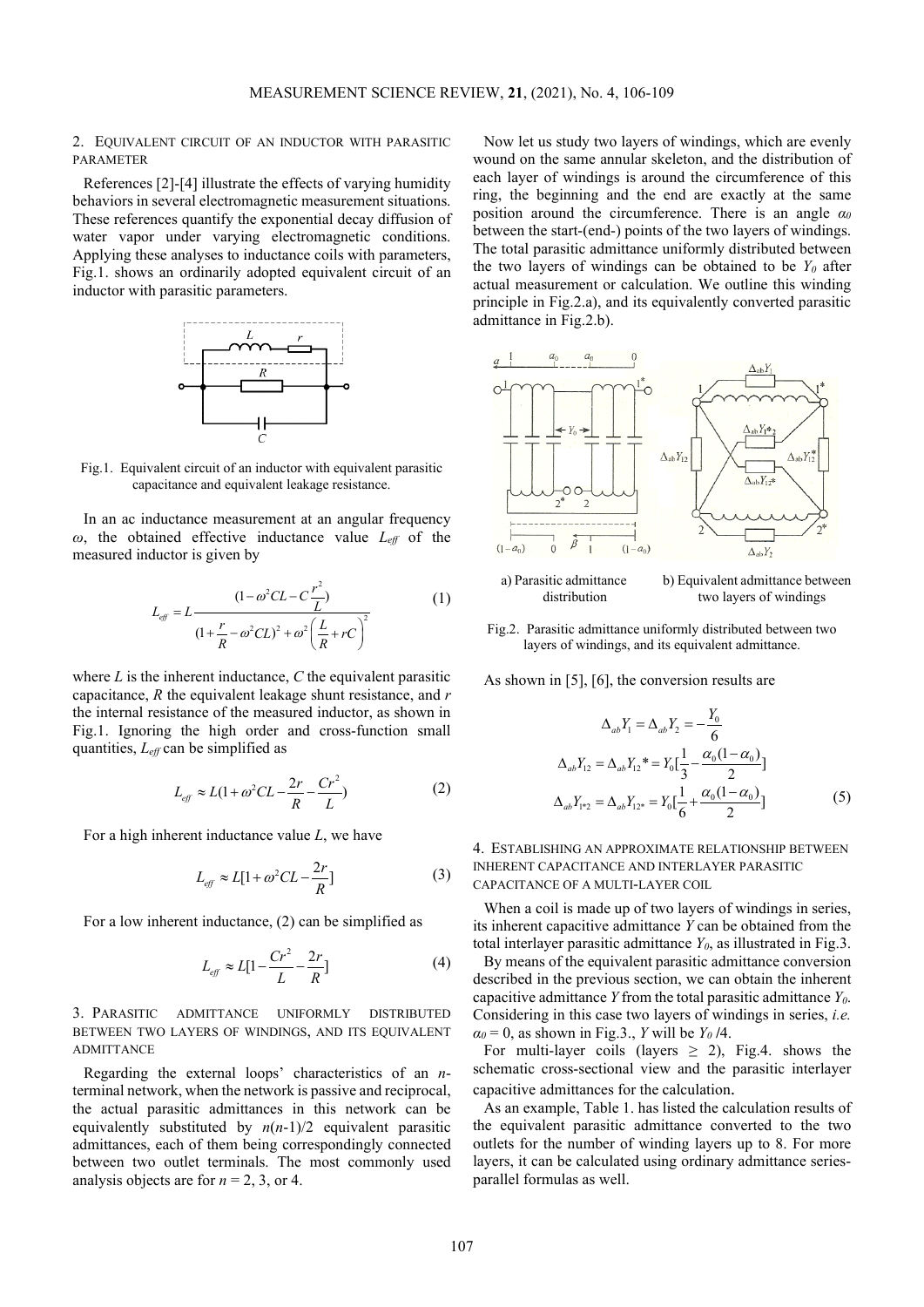## 2. Equivalent circuit of an inductor with parasitic parameter

References [2]-[4] illustrate the effects of varying humidity behaviors in several electromagnetic measurement situations. These references quantify the exponential decay diffusion of water vapor under varying electromagnetic conditions. Applying these analyses to inductance coils with parameters, Fig.1. shows an ordinarily adopted equivalent circuit of an inductor with parasitic parameters.

Fig.1. Equivalent circuit of an inductor with equivalent parasitic capacitance and equivalent leakage resistance.

In an ac inductance measurement at an angular frequency $\omega$, the obtained effective inductance value $L_{eff}$ of the measured inductor is given by

$$L_{eff} = L\frac{(1-\omega^2 CL - C\dfrac{r^2}{L})}{(1+\dfrac{r}{R}-\omega^2 CL)^2 + \omega^2\left(\dfrac{L}{R}+rC\right)^2} \tag{1}$$

where $L$ is the inherent inductance, $C$ the equivalent parasitic capacitance, $R$ the equivalent leakage shunt resistance, and $r$ the internal resistance of the measured inductor, as shown in Fig.1. Ignoring the high order and cross-function small quantities, $L_{eff}$ can be simplified as

$$L_{eff} \approx L(1+\omega^2 CL - \frac{2r}{R} - \frac{Cr^2}{L}) \tag{2}$$

For a high inherent inductance value $L$, we have

$$L_{eff} \approx L[1+\omega^2 CL - \frac{2r}{R}] \tag{3}$$

For a low inherent inductance, (2) can be simplified as

$$L_{eff} \approx L[1 - \frac{Cr^2}{L} - \frac{2r}{R}] \tag{4}$$

## 3. Parasitic admittance uniformly distributed between two layers of windings, and its equivalent admittance

Regarding the external loops' characteristics of an $n$-terminal network, when the network is passive and reciprocal, the actual parasitic admittances in this network can be equivalently substituted by $n(n-1)/2$ equivalent parasitic admittances, each of them being correspondingly connected between two outlet terminals. The most commonly used analysis objects are for $n$ = 2, 3, or 4.

Now let us study two layers of windings, which are evenly wound on the same annular skeleton, and the distribution of each layer of windings is around the circumference of this ring, the beginning and the end are exactly at the same position around the circumference. There is an angle $\alpha_0$ between the start-(end-) points of the two layers of windings. The total parasitic admittance uniformly distributed between the two layers of windings can be obtained to be $Y_0$ after actual measurement or calculation. We outline this winding principle in Fig.2.a), and its equivalently converted parasitic admittance in Fig.2.b).

a) Parasitic admittance distribution

b) Equivalent admittance between two layers of windings

Fig.2. Parasitic admittance uniformly distributed between two layers of windings, and its equivalent admittance.

As shown in [5], [6], the conversion results are

$$\begin{aligned}
\Delta_{ab}Y_1 &= \Delta_{ab}Y_2 = -\frac{Y_0}{6} \\
\Delta_{ab}Y_{12} &= \Delta_{ab}Y_{12}{*} = Y_0[\frac{1}{3} - \frac{\alpha_0(1-\alpha_0)}{2}] \\
\Delta_{ab}Y_{1*2} &= \Delta_{ab}Y_{12*} = Y_0[\frac{1}{6} + \frac{\alpha_0(1-\alpha_0)}{2}]
\end{aligned} \tag{5}$$

## 4. Establishing an approximate relationship between inherent capacitance and interlayer parasitic capacitance of a multi-layer coil

When a coil is made up of two layers of windings in series, its inherent capacitive admittance $Y$ can be obtained from the total interlayer parasitic admittance $Y_0$, as illustrated in Fig.3.

By means of the equivalent parasitic admittance conversion described in the previous section, we can obtain the inherent capacitive admittance $Y$ from the total parasitic admittance $Y_0$. Considering in this case two layers of windings in series, *i.e.* $\alpha_0 = 0$, as shown in Fig.3., $Y$ will be $Y_0/4$.

For multi-layer coils (layers $\geq$ 2), Fig.4. shows the schematic cross-sectional view and the parasitic interlayer capacitive admittances for the calculation.

As an example, Table 1. has listed the calculation results of the equivalent parasitic admittance converted to the two outlets for the number of winding layers up to 8. For more layers, it can be calculated using ordinary admittance series-parallel formulas as well.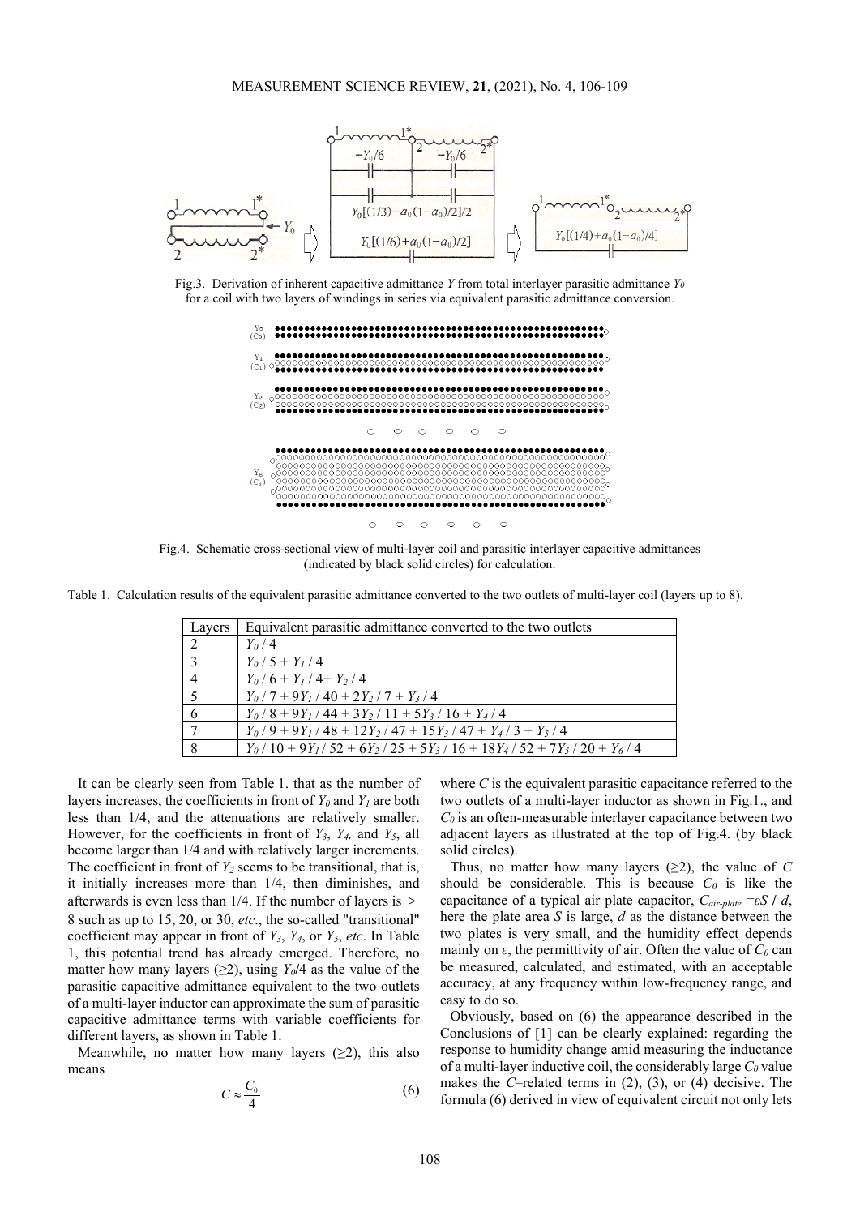Fig.3. Derivation of inherent capacitive admittance $Y$ from total interlayer parasitic admittance $Y_0$ for a coil with two layers of windings in series via equivalent parasitic admittance conversion.

Fig.4. Schematic cross-sectional view of multi-layer coil and parasitic interlayer capacitive admittances (indicated by black solid circles) for calculation.

Table 1. Calculation results of the equivalent parasitic admittance converted to the two outlets of multi-layer coil (layers up to 8).

| Layers | Equivalent parasitic admittance converted to the two outlets |
|---|---|
| 2 | $Y_0$ / 4 |
| 3 | $Y_0$ / 5 + $Y_1$ / 4 |
| 4 | $Y_0$ / 6 + $Y_1$ / 4+ $Y_2$ / 4 |
| 5 | $Y_0$ / 7 + 9$Y_1$ / 40 + 2$Y_2$ / 7 + $Y_3$ / 4 |
| 6 | $Y_0$ / 8 + 9$Y_1$ / 44 + 3$Y_2$ / 11 + 5$Y_3$ / 16 + $Y_4$ / 4 |
| 7 | $Y_0$ / 9 + 9$Y_1$ / 48 + 12$Y_2$ / 47 + 15$Y_3$ / 47 + $Y_4$ / 3 + $Y_5$ / 4 |
| 8 | $Y_0$ / 10 + 9$Y_1$ / 52 + 6$Y_2$ / 25 + 5$Y_3$ / 16 + 18$Y_4$ / 52 + 7$Y_5$ / 20 + $Y_6$ / 4 |

It can be clearly seen from Table 1. that as the number of layers increases, the coefficients in front of $Y_0$ and $Y_1$ are both less than 1/4, and the attenuations are relatively smaller. However, for the coefficients in front of $Y_3$, $Y_4$, and $Y_5$, all become larger than 1/4 and with relatively larger increments. The coefficient in front of $Y_2$ seems to be transitional, that is, it initially increases more than 1/4, then diminishes, and afterwards is even less than 1/4. If the number of layers is > 8 such as up to 15, 20, or 30, *etc*., the so-called "transitional" coefficient may appear in front of $Y_3$, $Y_4$, or $Y_5$, *etc*. In Table 1, this potential trend has already emerged. Therefore, no matter how many layers (≥2), using $Y_0$/4 as the value of the parasitic capacitive admittance equivalent to the two outlets of a multi-layer inductor can approximate the sum of parasitic capacitive admittance terms with variable coefficients for different layers, as shown in Table 1.

Meanwhile, no matter how many layers (≥2), this also means

$$C \approx \frac{C_0}{4} \tag{6}$$

where $C$ is the equivalent parasitic capacitance referred to the two outlets of a multi-layer inductor as shown in Fig.1., and $C_0$ is an often-measurable interlayer capacitance between two adjacent layers as illustrated at the top of Fig.4. (by black solid circles).

Thus, no matter how many layers (≥2), the value of $C$ should be considerable. This is because $C_0$ is like the capacitance of a typical air plate capacitor, $C_{air\text{-}plate} = \varepsilon S / d$, here the plate area $S$ is large, $d$ as the distance between the two plates is very small, and the humidity effect depends mainly on $\varepsilon$, the permittivity of air. Often the value of $C_0$ can be measured, calculated, and estimated, with an acceptable accuracy, at any frequency within low-frequency range, and easy to do so.

Obviously, based on (6) the appearance described in the Conclusions of [1] can be clearly explained: regarding the response to humidity change amid measuring the inductance of a multi-layer inductive coil, the considerably large $C_0$ value makes the $C$–related terms in (2), (3), or (4) decisive. The formula (6) derived in view of equivalent circuit not only lets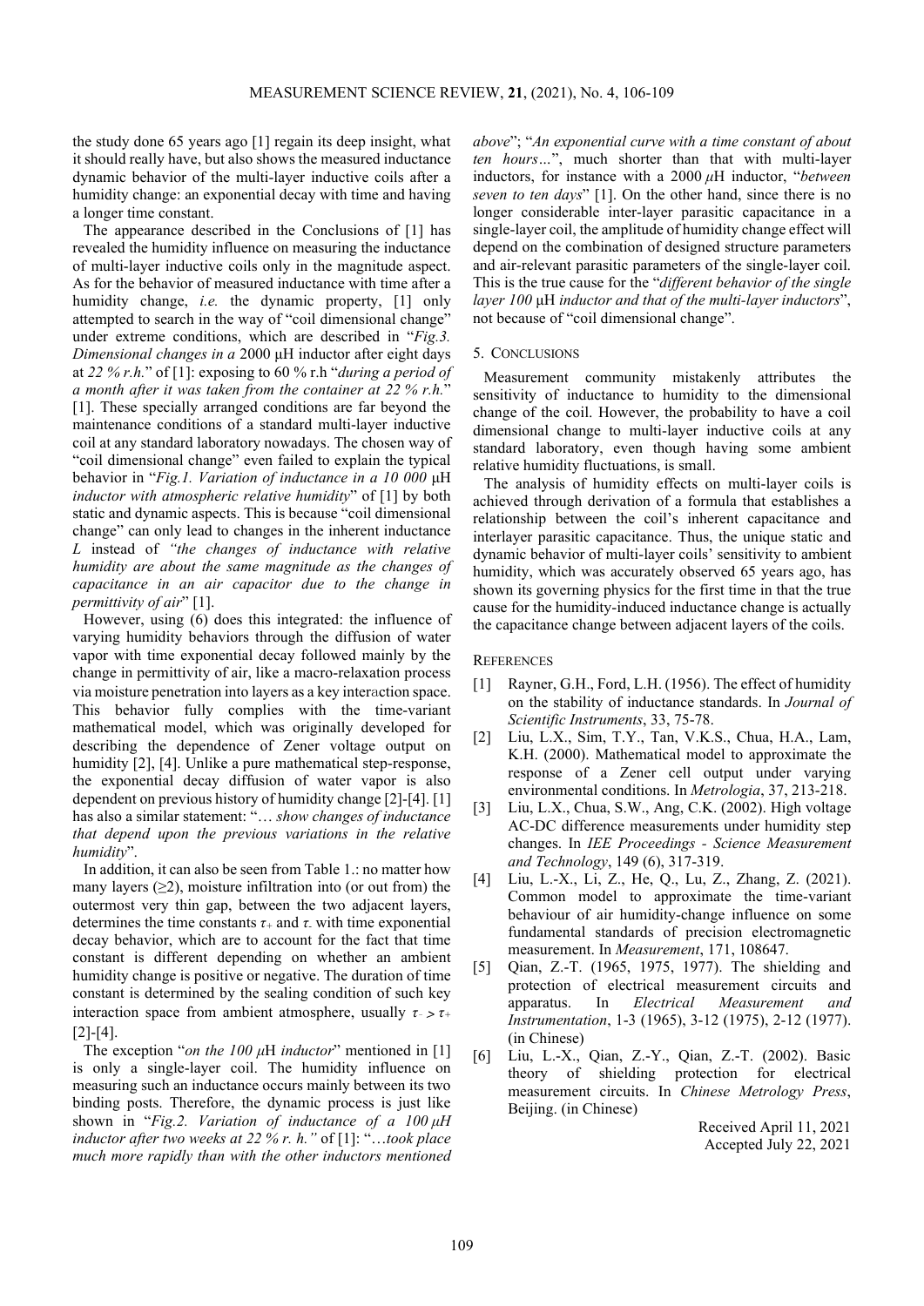the study done 65 years ago [1] regain its deep insight, what it should really have, but also shows the measured inductance dynamic behavior of the multi-layer inductive coils after a humidity change: an exponential decay with time and having a longer time constant.

The appearance described in the Conclusions of [1] has revealed the humidity influence on measuring the inductance of multi-layer inductive coils only in the magnitude aspect. As for the behavior of measured inductance with time after a humidity change, *i.e.* the dynamic property, [1] only attempted to search in the way of "coil dimensional change" under extreme conditions, which are described in "*Fig.3. Dimensional changes in a* 2000 μH inductor after eight days at *22 % r.h.*" of [1]: exposing to 60 % r.h "*during a period of a month after it was taken from the container at 22 % r.h.*" [1]. These specially arranged conditions are far beyond the maintenance conditions of a standard multi-layer inductive coil at any standard laboratory nowadays. The chosen way of "coil dimensional change" even failed to explain the typical behavior in "*Fig.1. Variation of inductance in a 10 000* μH *inductor with atmospheric relative humidity*" of [1] by both static and dynamic aspects. This is because "coil dimensional change" can only lead to changes in the inherent inductance $L$ instead of *"the changes of inductance with relative humidity are about the same magnitude as the changes of capacitance in an air capacitor due to the change in permittivity of air*" [1].

However, using (6) does this integrated: the influence of varying humidity behaviors through the diffusion of water vapor with time exponential decay followed mainly by the change in permittivity of air, like a macro-relaxation process via moisture penetration into layers as a key interaction space. This behavior fully complies with the time-variant mathematical model, which was originally developed for describing the dependence of Zener voltage output on humidity [2], [4]. Unlike a pure mathematical step-response, the exponential decay diffusion of water vapor is also dependent on previous history of humidity change [2]-[4]. [1] has also a similar statement: "… *show changes of inductance that depend upon the previous variations in the relative humidity*".

In addition, it can also be seen from Table 1.: no matter how many layers (≥2), moisture infiltration into (or out from) the outermost very thin gap, between the two adjacent layers, determines the time constants $\tau_+$ and $\tau_-$ with time exponential decay behavior, which are to account for the fact that time constant is different depending on whether an ambient humidity change is positive or negative. The duration of time constant is determined by the sealing condition of such key interaction space from ambient atmosphere, usually $\tau_- > \tau_+$ [2]-[4].

The exception "*on the 100 μ*H *inductor*" mentioned in [1] is only a single-layer coil. The humidity influence on measuring such an inductance occurs mainly between its two binding posts. Therefore, the dynamic process is just like shown in "*Fig.2. Variation of inductance of a 100 μH inductor after two weeks at 22 % r. h."* of [1]: "*…took place much more rapidly than with the other inductors mentioned above*"; "*An exponential curve with a time constant of about ten hours…*", much shorter than that with multi-layer inductors, for instance with a 2000 *μ*H inductor, "*between seven to ten days*" [1]. On the other hand, since there is no longer considerable inter-layer parasitic capacitance in a single-layer coil, the amplitude of humidity change effect will depend on the combination of designed structure parameters and air-relevant parasitic parameters of the single-layer coil. This is the true cause for the "*different behavior of the single layer 100* μH *inductor and that of the multi-layer inductors*", not because of "coil dimensional change".

## 5. Conclusions

Measurement community mistakenly attributes the sensitivity of inductance to humidity to the dimensional change of the coil. However, the probability to have a coil dimensional change to multi-layer inductive coils at any standard laboratory, even though having some ambient relative humidity fluctuations, is small.

The analysis of humidity effects on multi-layer coils is achieved through derivation of a formula that establishes a relationship between the coil's inherent capacitance and interlayer parasitic capacitance. Thus, the unique static and dynamic behavior of multi-layer coils' sensitivity to ambient humidity, which was accurately observed 65 years ago, has shown its governing physics for the first time in that the true cause for the humidity-induced inductance change is actually the capacitance change between adjacent layers of the coils.

## References

[1] Rayner, G.H., Ford, L.H. (1956). The effect of humidity on the stability of inductance standards. In *Journal of Scientific Instruments*, 33, 75-78.

[2] Liu, L.X., Sim, T.Y., Tan, V.K.S., Chua, H.A., Lam, K.H. (2000). Mathematical model to approximate the response of a Zener cell output under varying environmental conditions. In *Metrologia*, 37, 213-218.

[3] Liu, L.X., Chua, S.W., Ang, C.K. (2002). High voltage AC-DC difference measurements under humidity step changes. In *IEE Proceedings - Science Measurement and Technology*, 149 (6), 317-319.

[4] Liu, L.-X., Li, Z., He, Q., Lu, Z., Zhang, Z. (2021). Common model to approximate the time-variant behaviour of air humidity-change influence on some fundamental standards of precision electromagnetic measurement. In *Measurement*, 171, 108647.

[5] Qian, Z.-T. (1965, 1975, 1977). The shielding and protection of electrical measurement circuits and apparatus. In *Electrical Measurement and Instrumentation*, 1-3 (1965), 3-12 (1975), 2-12 (1977). (in Chinese)

[6] Liu, L.-X., Qian, Z.-Y., Qian, Z.-T. (2002). Basic theory of shielding protection for electrical measurement circuits. In *Chinese Metrology Press*, Beijing. (in Chinese)

Received April 11, 2021
Accepted July 22, 2021